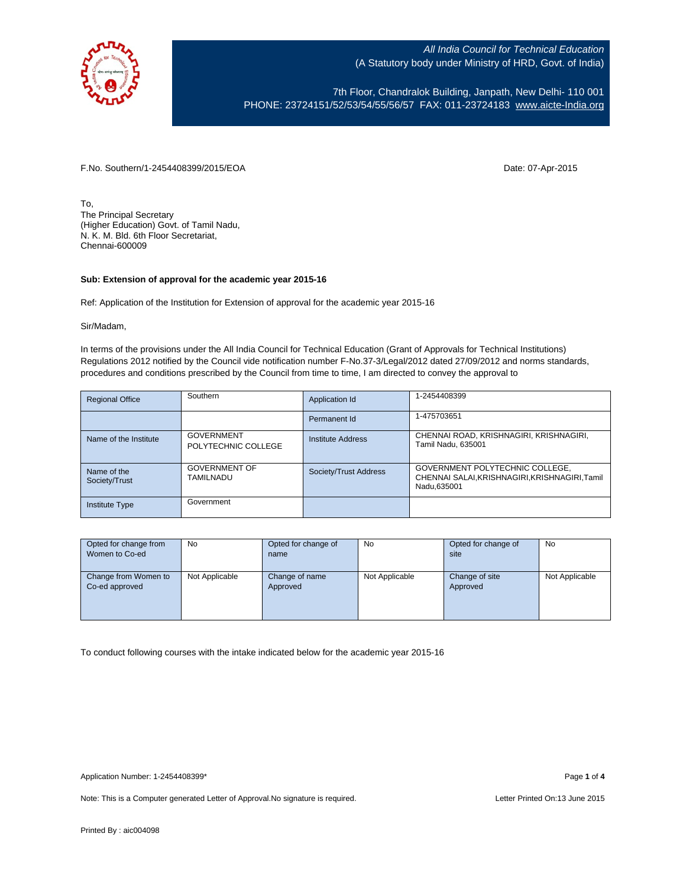All India Council for Technical Education
(A Statutory body under Ministry of HRD, Govt. of India)

7th Floor, Chandralok Building, Janpath, New Delhi- 110 001
PHONE: 23724151/52/53/54/55/56/57 FAX: 011-23724183 www.aicte-India.org

F.No. Southern/1-2454408399/2015/EOA

Date: 07-Apr-2015

To,
The Principal Secretary
(Higher Education) Govt. of Tamil Nadu,
N. K. M. Bld. 6th Floor Secretariat,
Chennai-600009

**Sub: Extension of approval for the academic year 2015-16**

Ref: Application of the Institution for Extension of approval for the academic year 2015-16

Sir/Madam,

In terms of the provisions under the All India Council for Technical Education (Grant of Approvals for Technical Institutions) Regulations 2012 notified by the Council vide notification number F-No.37-3/Legal/2012 dated 27/09/2012 and norms standards, procedures and conditions prescribed by the Council from time to time, I am directed to convey the approval to

| Regional Office | Southern | Application Id | 1-2454408399 |
|---|---|---|---|
| | | Permanent Id | 1-475703651 |
| Name of the Institute | GOVERNMENT POLYTECHNIC COLLEGE | Institute Address | CHENNAI ROAD, KRISHNAGIRI, KRISHNAGIRI, Tamil Nadu, 635001 |
| Name of the Society/Trust | GOVERNMENT OF TAMILNADU | Society/Trust Address | GOVERNMENT POLYTECHNIC COLLEGE, CHENNAI SALAI,KRISHNAGIRI,KRISHNAGIRI,Tamil Nadu,635001 |
| Institute Type | Government | | |

| Opted for change from Women to Co-ed | No | Opted for change of name | No | Opted for change of site | No |
|---|---|---|---|---|---|
| Change from Women to Co-ed approved | Not Applicable | Change of name Approved | Not Applicable | Change of site Approved | Not Applicable |

To conduct following courses with the intake indicated below for the academic year 2015-16

Application Number: 1-2454408399*

Note: This is a Computer generated Letter of Approval.No signature is required.

Letter Printed On:13 June 2015

Printed By : aic004098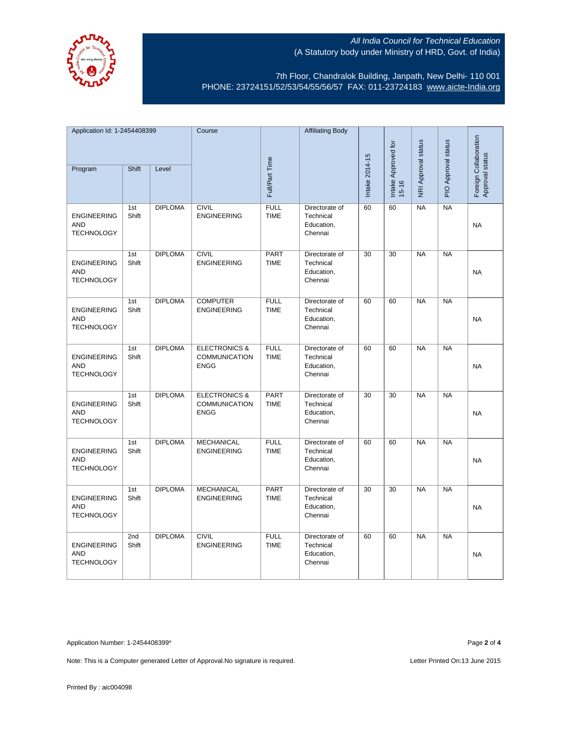All India Council for Technical Education
(A Statutory body under Ministry of HRD, Govt. of India)

7th Floor, Chandralok Building, Janpath, New Delhi- 110 001
PHONE: 23724151/52/53/54/55/56/57 FAX: 011-23724183 www.aicte-India.org

| Application Id: 1-2454408399 | | | Course | Full/Part Time | Affiliating Body | Intake 2014-15 | Intake Approved for 15-16 | NRI Approval status | PIO Approval status | Foreign Collaboration Approval status |
|---|---|---|---|---|---|---|---|---|---|---|
| Program | Shift | Level | | | | | | | | |
| ENGINEERING AND TECHNOLOGY | 1st Shift | DIPLOMA | CIVIL ENGINEERING | FULL TIME | Directorate of Technical Education, Chennai | 60 | 60 | NA | NA | NA |
| ENGINEERING AND TECHNOLOGY | 1st Shift | DIPLOMA | CIVIL ENGINEERING | PART TIME | Directorate of Technical Education, Chennai | 30 | 30 | NA | NA | NA |
| ENGINEERING AND TECHNOLOGY | 1st Shift | DIPLOMA | COMPUTER ENGINEERING | FULL TIME | Directorate of Technical Education, Chennai | 60 | 60 | NA | NA | NA |
| ENGINEERING AND TECHNOLOGY | 1st Shift | DIPLOMA | ELECTRONICS & COMMUNICATION ENGG | FULL TIME | Directorate of Technical Education, Chennai | 60 | 60 | NA | NA | NA |
| ENGINEERING AND TECHNOLOGY | 1st Shift | DIPLOMA | ELECTRONICS & COMMUNICATION ENGG | PART TIME | Directorate of Technical Education, Chennai | 30 | 30 | NA | NA | NA |
| ENGINEERING AND TECHNOLOGY | 1st Shift | DIPLOMA | MECHANICAL ENGINEERING | FULL TIME | Directorate of Technical Education, Chennai | 60 | 60 | NA | NA | NA |
| ENGINEERING AND TECHNOLOGY | 1st Shift | DIPLOMA | MECHANICAL ENGINEERING | PART TIME | Directorate of Technical Education, Chennai | 30 | 30 | NA | NA | NA |
| ENGINEERING AND TECHNOLOGY | 2nd Shift | DIPLOMA | CIVIL ENGINEERING | FULL TIME | Directorate of Technical Education, Chennai | 60 | 60 | NA | NA | NA |

Application Number: 1-2454408399*

Note: This is a Computer generated Letter of Approval.No signature is required.

Letter Printed On:13 June 2015

Printed By : aic004098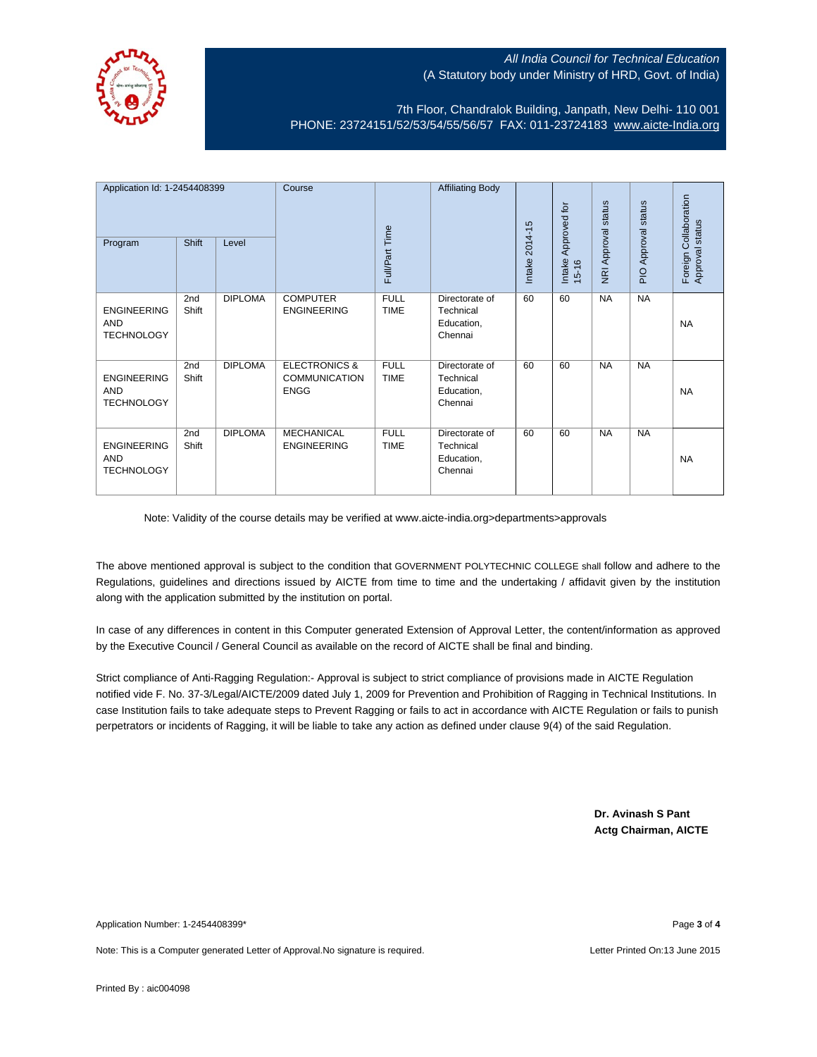All India Council for Technical Education
(A Statutory body under Ministry of HRD, Govt. of India)

7th Floor, Chandralok Building, Janpath, New Delhi- 110 001
PHONE: 23724151/52/53/54/55/56/57 FAX: 011-23724183 www.aicte-India.org

| Application Id: 1-2454408399 | | | Course | Full/Part Time | Affiliating Body | Intake 2014-15 | Intake Approved for 15-16 | NRI Approval status | PIO Approval status | Foreign Collaboration Approval status |
|---|---|---|---|---|---|---|---|---|---|---|
| Program | Shift | Level | | | | | | | | |
| ENGINEERING AND TECHNOLOGY | 2nd Shift | DIPLOMA | COMPUTER ENGINEERING | FULL TIME | Directorate of Technical Education, Chennai | 60 | 60 | NA | NA | NA |
| ENGINEERING AND TECHNOLOGY | 2nd Shift | DIPLOMA | ELECTRONICS & COMMUNICATION ENGG | FULL TIME | Directorate of Technical Education, Chennai | 60 | 60 | NA | NA | NA |
| ENGINEERING AND TECHNOLOGY | 2nd Shift | DIPLOMA | MECHANICAL ENGINEERING | FULL TIME | Directorate of Technical Education, Chennai | 60 | 60 | NA | NA | NA |

Note: Validity of the course details may be verified at www.aicte-india.org>departments>approvals

The above mentioned approval is subject to the condition that GOVERNMENT POLYTECHNIC COLLEGE shall follow and adhere to the Regulations, guidelines and directions issued by AICTE from time to time and the undertaking / affidavit given by the institution along with the application submitted by the institution on portal.

In case of any differences in content in this Computer generated Extension of Approval Letter, the content/information as approved by the Executive Council / General Council as available on the record of AICTE shall be final and binding.

Strict compliance of Anti-Ragging Regulation:- Approval is subject to strict compliance of provisions made in AICTE Regulation notified vide F. No. 37-3/Legal/AICTE/2009 dated July 1, 2009 for Prevention and Prohibition of Ragging in Technical Institutions. In case Institution fails to take adequate steps to Prevent Ragging or fails to act in accordance with AICTE Regulation or fails to punish perpetrators or incidents of Ragging, it will be liable to take any action as defined under clause 9(4) of the said Regulation.

**Dr. Avinash S Pant**
**Actg Chairman, AICTE**

Application Number: 1-2454408399*

Note: This is a Computer generated Letter of Approval.No signature is required.

Letter Printed On:13 June 2015

Printed By : aic004098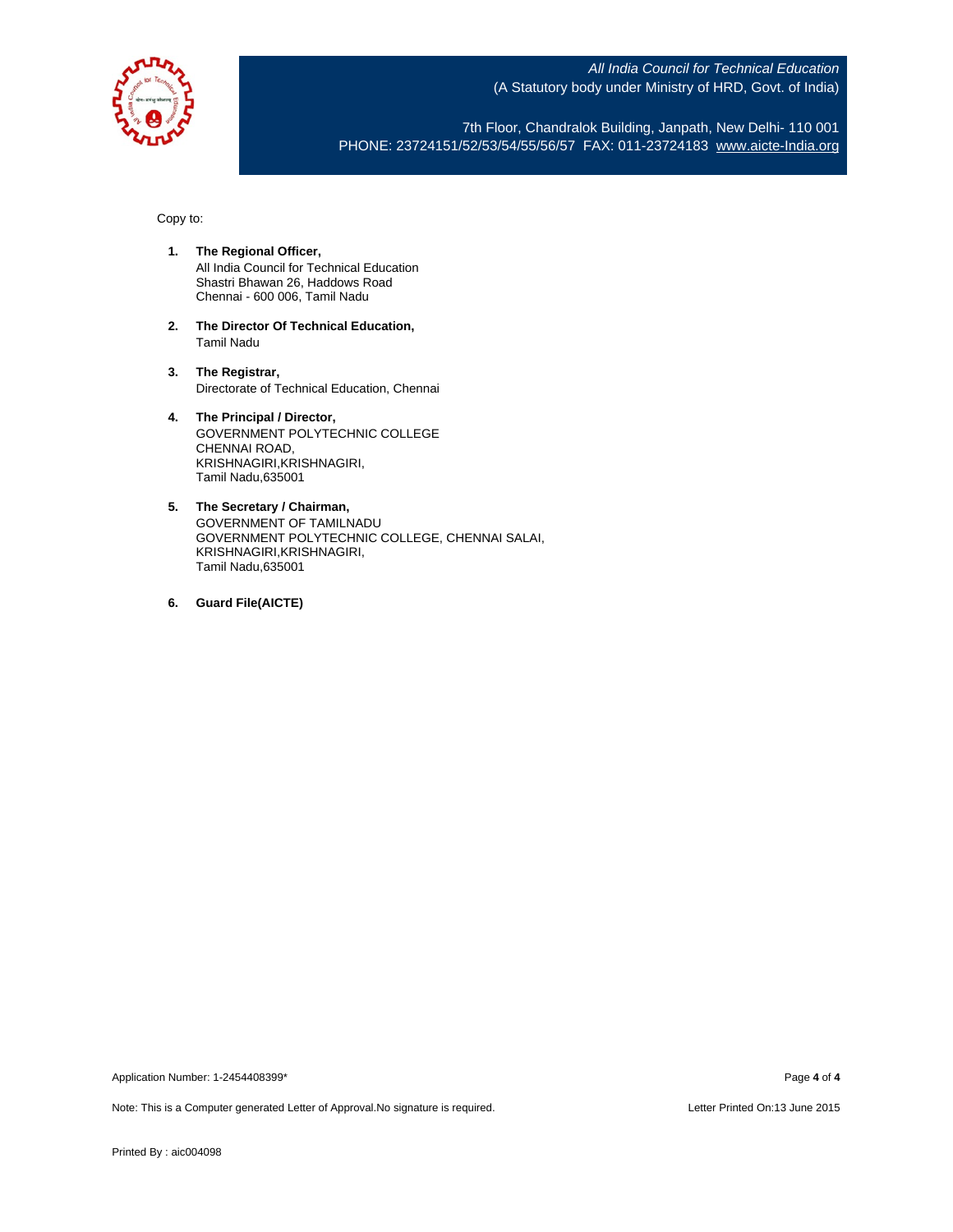Copy to:

1. **The Regional Officer,**
   All India Council for Technical Education
   Shastri Bhawan 26, Haddows Road
   Chennai - 600 006, Tamil Nadu

2. **The Director Of Technical Education,**
   Tamil Nadu

3. **The Registrar,**
   Directorate of Technical Education, Chennai

4. **The Principal / Director,**
   GOVERNMENT POLYTECHNIC COLLEGE
   CHENNAI ROAD,
   KRISHNAGIRI,KRISHNAGIRI,
   Tamil Nadu,635001

5. **The Secretary / Chairman,**
   GOVERNMENT OF TAMILNADU
   GOVERNMENT POLYTECHNIC COLLEGE, CHENNAI SALAI,
   KRISHNAGIRI,KRISHNAGIRI,
   Tamil Nadu,635001

6. **Guard File(AICTE)**

Application Number: 1-2454408399*

Note: This is a Computer generated Letter of Approval.No signature is required.

Letter Printed On:13 June 2015

Printed By : aic004098